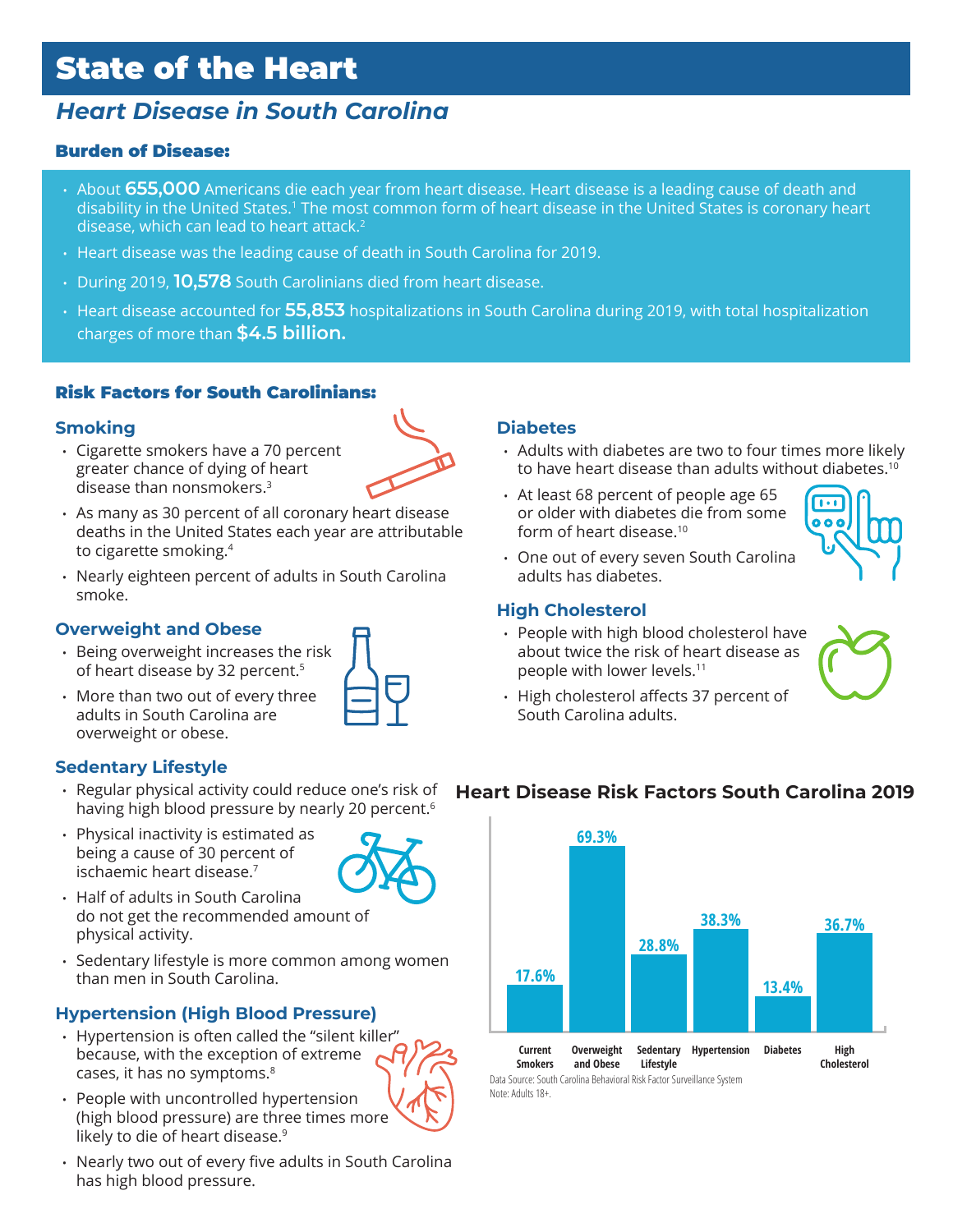# State of the Heart

## *Heart Disease in South Carolina*

### Burden of Disease:

- About **655,000** Americans die each year from heart disease. Heart disease is a leading cause of death and disability in the United States.[1] The most common form of heart disease in the United States is coronary heart disease, which can lead to heart attack.[2]
- Heart disease was the leading cause of death in South Carolina for 2019.
- During 2019, **10,578** South Carolinians died from heart disease.
- Heart disease accounted for **55,853** hospitalizations in South Carolina during 2019, with total hospitalization charges of more than **$4.5 billion.**

### Risk Factors for South Carolinians:

#### Smoking

- Cigarette smokers have a 70 percent greater chance of dying of heart disease than nonsmokers.[3]
- As many as 30 percent of all coronary heart disease deaths in the United States each year are attributable to cigarette smoking.[4]
- Nearly eighteen percent of adults in South Carolina smoke.

#### Overweight and Obese

- Being overweight increases the risk of heart disease by 32 percent.[5]
- More than two out of every three adults in South Carolina are overweight or obese.

#### Sedentary Lifestyle

- Regular physical activity could reduce one's risk of having high blood pressure by nearly 20 percent.[6]
- Physical inactivity is estimated as being a cause of 30 percent of ischaemic heart disease.[7]
- Half of adults in South Carolina do not get the recommended amount of physical activity.
- Sedentary lifestyle is more common among women than men in South Carolina.

#### Hypertension (High Blood Pressure)

- Hypertension is often called the "silent killer" because, with the exception of extreme cases, it has no symptoms.[8]
- People with uncontrolled hypertension (high blood pressure) are three times more likely to die of heart disease.[9]
- Nearly two out of every five adults in South Carolina has high blood pressure.

#### Diabetes

- Adults with diabetes are two to four times more likely to have heart disease than adults without diabetes.[10]
- At least 68 percent of people age 65 or older with diabetes die from some form of heart disease.[10]
- One out of every seven South Carolina adults has diabetes.

#### High Cholesterol

- People with high blood cholesterol have about twice the risk of heart disease as people with lower levels.[11]
- High cholesterol affects 37 percent of South Carolina adults.

### Heart Disease Risk Factors South Carolina 2019

| Risk Factor | Percent |
|---|---|
| Current Smokers | 17.6% |
| Overweight and Obese | 69.3% |
| Sedentary Lifestyle | 28.8% |
| Hypertension | 38.3% |
| Diabetes | 13.4% |
| High Cholesterol | 36.7% |

Data Source: South Carolina Behavioral Risk Factor Surveillance System
Note: Adults 18+.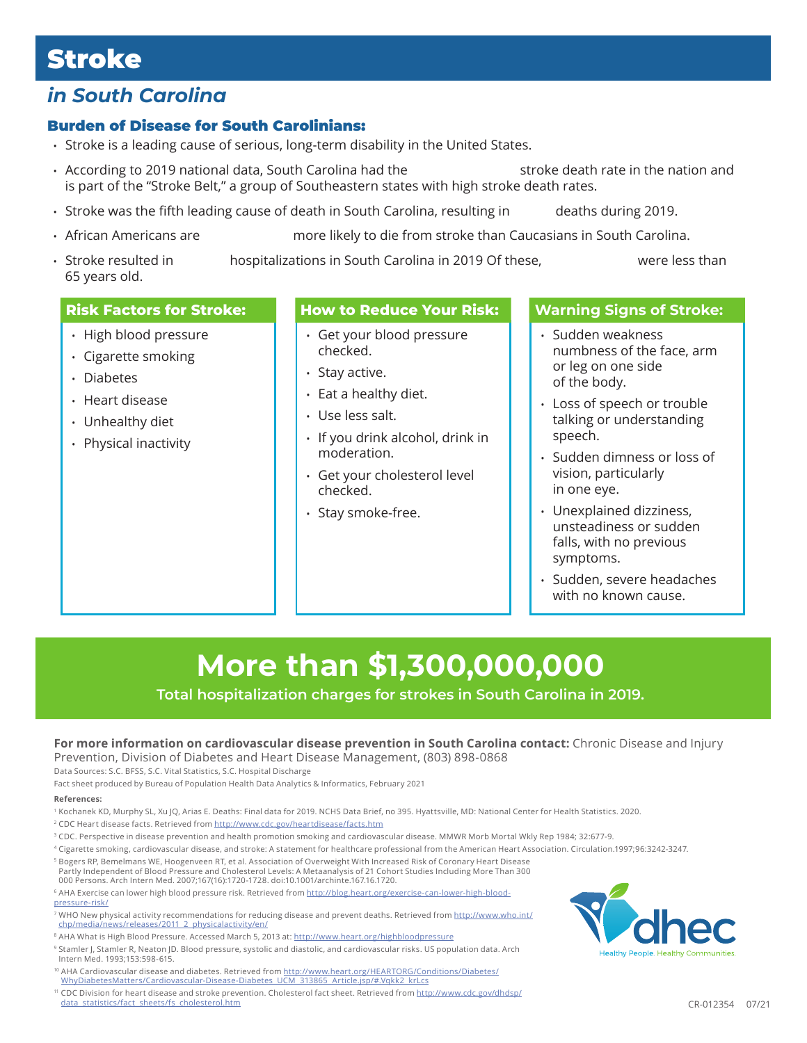# Stroke

## *in South Carolina*

### Burden of Disease for South Carolinians:

- Stroke is a leading cause of serious, long-term disability in the United States.
- According to 2019 national data, South Carolina had the stroke death rate in the nation and is part of the "Stroke Belt," a group of Southeastern states with high stroke death rates.
- Stroke was the fifth leading cause of death in South Carolina, resulting in deaths during 2019.
- African Americans are more likely to die from stroke than Caucasians in South Carolina.
- Stroke resulted in hospitalizations in South Carolina in 2019 Of these, were less than 65 years old.

### Risk Factors for Stroke:

- High blood pressure
- Cigarette smoking
- Diabetes
- Heart disease
- Unhealthy diet
- Physical inactivity

### How to Reduce Your Risk:

- Get your blood pressure checked.
- Stay active.
- Eat a healthy diet.
- Use less salt.
- If you drink alcohol, drink in moderation.
- Get your cholesterol level checked.
- Stay smoke-free.

### Warning Signs of Stroke:

- Sudden weakness numbness of the face, arm or leg on one side of the body.
- Loss of speech or trouble talking or understanding speech.
- Sudden dimness or loss of vision, particularly in one eye.
- Unexplained dizziness, unsteadiness or sudden falls, with no previous symptoms.
- Sudden, severe headaches with no known cause.

## More than $1,300,000,000

**Total hospitalization charges for strokes in South Carolina in 2019.**

**For more information on cardiovascular disease prevention in South Carolina contact:** Chronic Disease and Injury Prevention, Division of Diabetes and Heart Disease Management, (803) 898-0868

Data Sources: S.C. BFSS, S.C. Vital Statistics, S.C. Hospital Discharge

Fact sheet produced by Bureau of Population Health Data Analytics & Informatics, February 2021

**References:**

[1] Kochanek KD, Murphy SL, Xu JQ, Arias E. Deaths: Final data for 2019. NCHS Data Brief, no 395. Hyattsville, MD: National Center for Health Statistics. 2020.

[2] CDC Heart disease facts. Retrieved from http://www.cdc.gov/heartdisease/facts.htm

[3] CDC. Perspective in disease prevention and health promotion smoking and cardiovascular disease. MMWR Morb Mortal Wkly Rep 1984; 32:677-9.

[4] Cigarette smoking, cardiovascular disease, and stroke: A statement for healthcare professional from the American Heart Association. Circulation.1997;96:3242-3247.

[5] Bogers RP, Bemelmans WE, Hoogenveen RT, et al. Association of Overweight With Increased Risk of Coronary Heart Disease Partly Independent of Blood Pressure and Cholesterol Levels: A Metaanalysis of 21 Cohort Studies Including More Than 300 000 Persons. Arch Intern Med. 2007;167(16):1720-1728. doi:10.1001/archinte.167.16.1720.

[6] AHA Exercise can lower high blood pressure risk. Retrieved from http://blog.heart.org/exercise-can-lower-high-blood-pressure-risk/

[7] WHO New physical activity recommendations for reducing disease and prevent deaths. Retrieved from http://www.who.int/chp/media/news/releases/2011_2_physicalactivity/en/

[8] AHA What is High Blood Pressure. Accessed March 5, 2013 at: http://www.heart.org/highbloodpressure

[9] Stamler J, Stamler R, Neaton JD. Blood pressure, systolic and diastolic, and cardiovascular risks. US population data. Arch Intern Med. 1993;153:598-615.

[10] AHA Cardiovascular disease and diabetes. Retrieved from http://www.heart.org/HEARTORG/Conditions/Diabetes/WhyDiabetesMatters/Cardiovascular-Disease-Diabetes_UCM_313865_Article.jsp/#.Vqkk2_krLcs

[11] CDC Division for heart disease and stroke prevention. Cholesterol fact sheet. Retrieved from http://www.cdc.gov/dhdsp/data_statistics/fact_sheets/fs_cholesterol.htm

dhec
Healthy People. Healthy Communities.

CR-012354 07/21